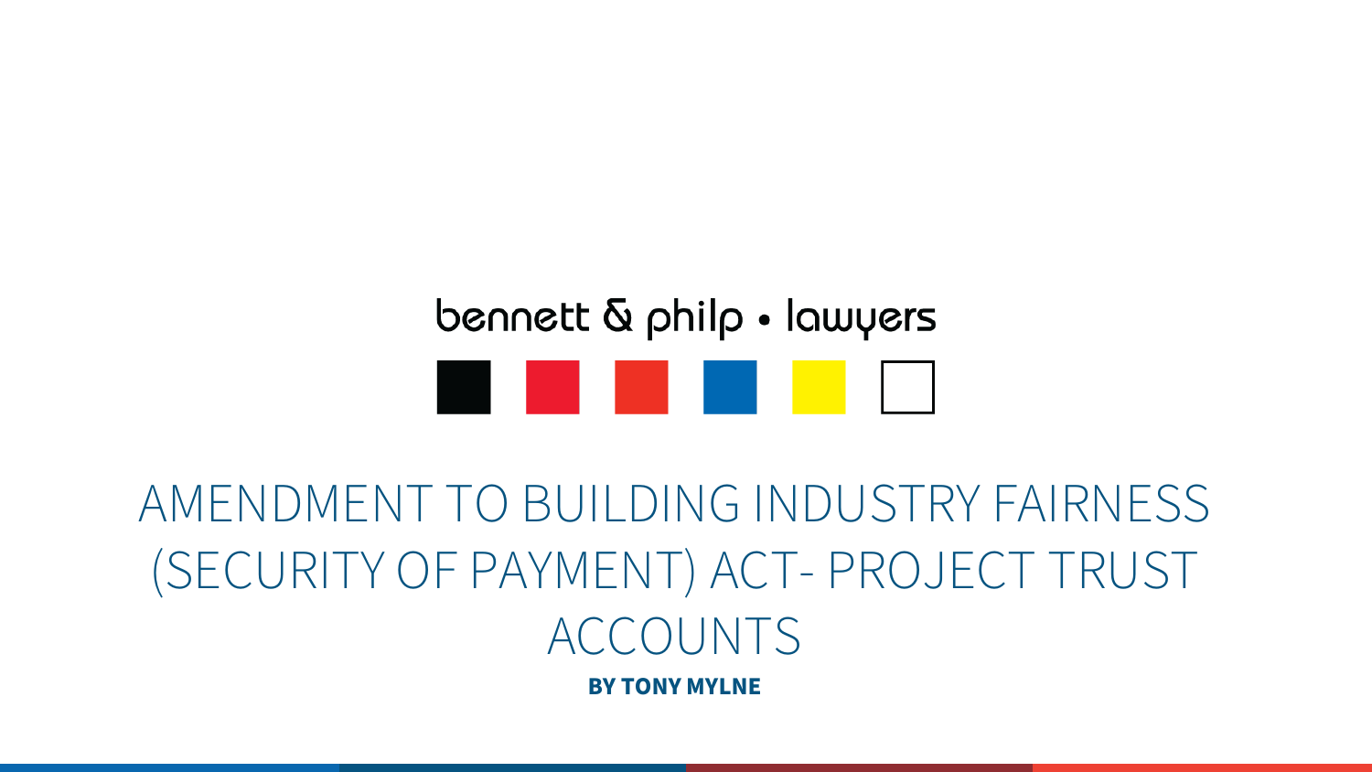bennett & philp • lawyers

# AMENDMENT TO BUILDING INDUSTRY FAIRNESS (SECURITY OF PAYMENT) ACT- PROJECT TRUST ACCOUNTS

**BY TONY MYLNE**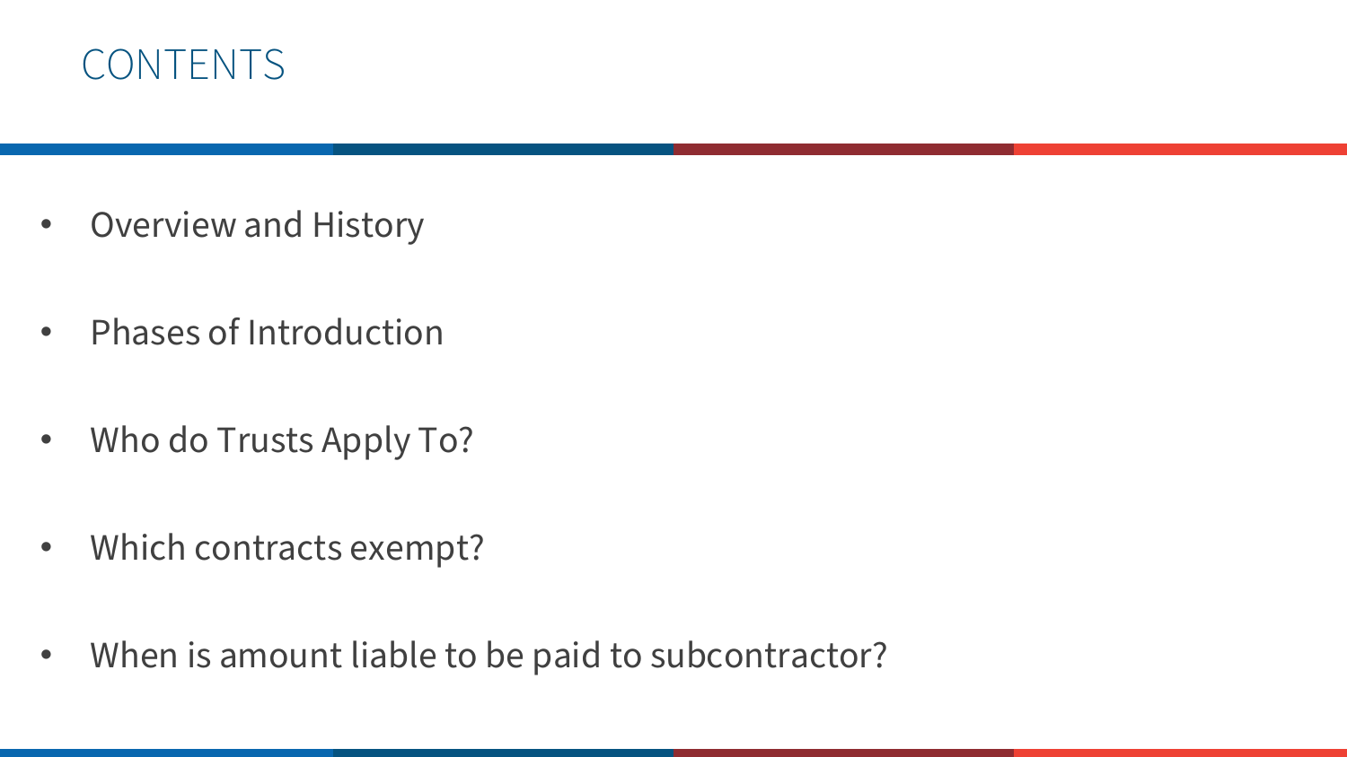# CONTENTS

- Overview and History
- Phases of Introduction
- Who do Trusts Apply To?
- Which contracts exempt?
- When is amount liable to be paid to subcontractor?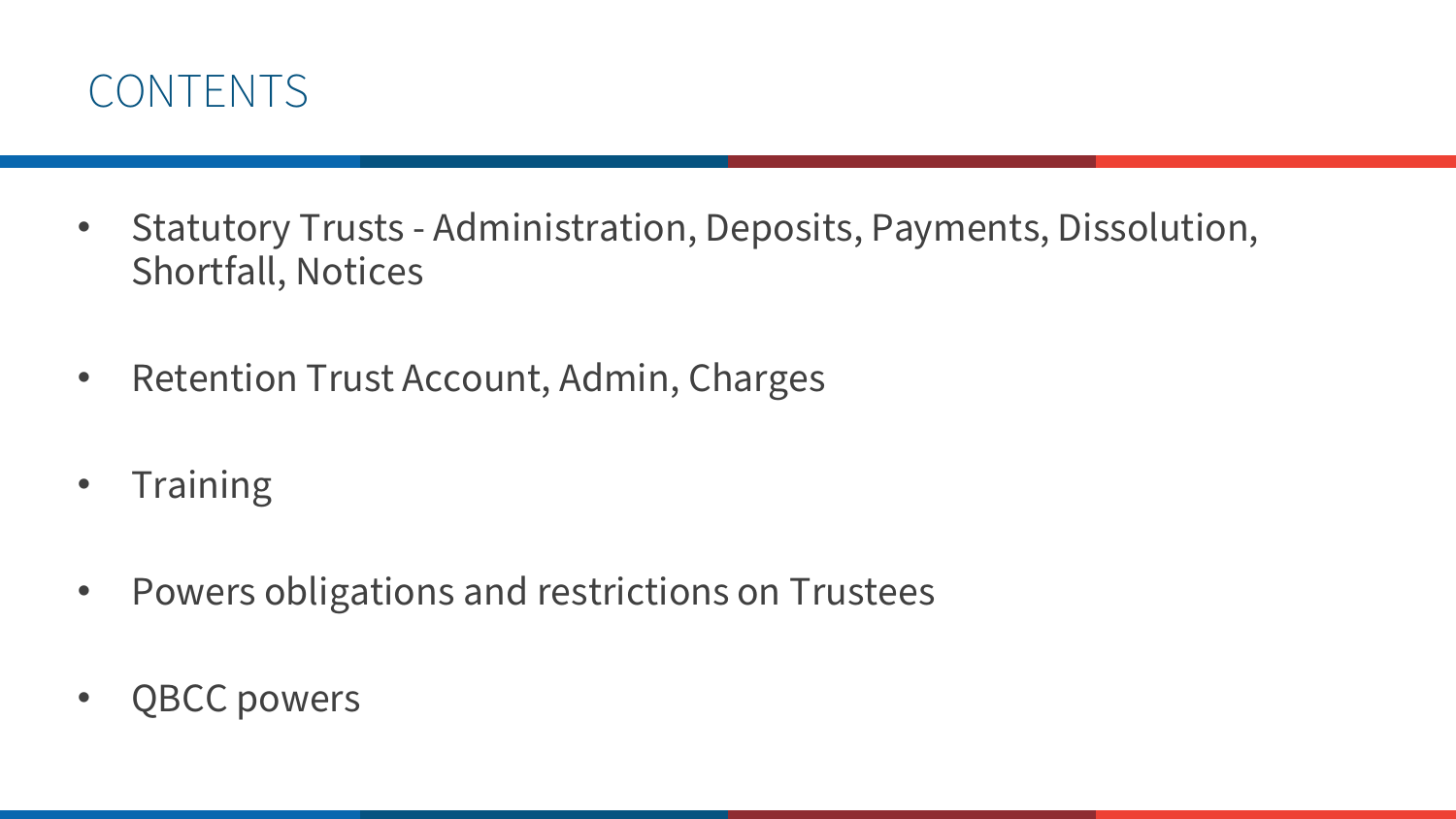# CONTENTS

- Statutory Trusts - Administration, Deposits, Payments, Dissolution, Shortfall, Notices
- Retention Trust Account, Admin, Charges
- Training
- Powers obligations and restrictions on Trustees
- QBCC powers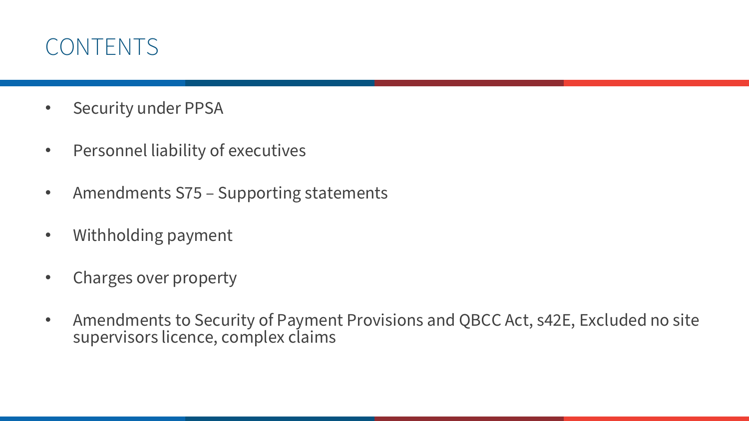# CONTENTS

- Security under PPSA
- Personnel liability of executives
- Amendments S75 – Supporting statements
- Withholding payment
- Charges over property
- Amendments to Security of Payment Provisions and QBCC Act, s42E, Excluded no site supervisors licence, complex claims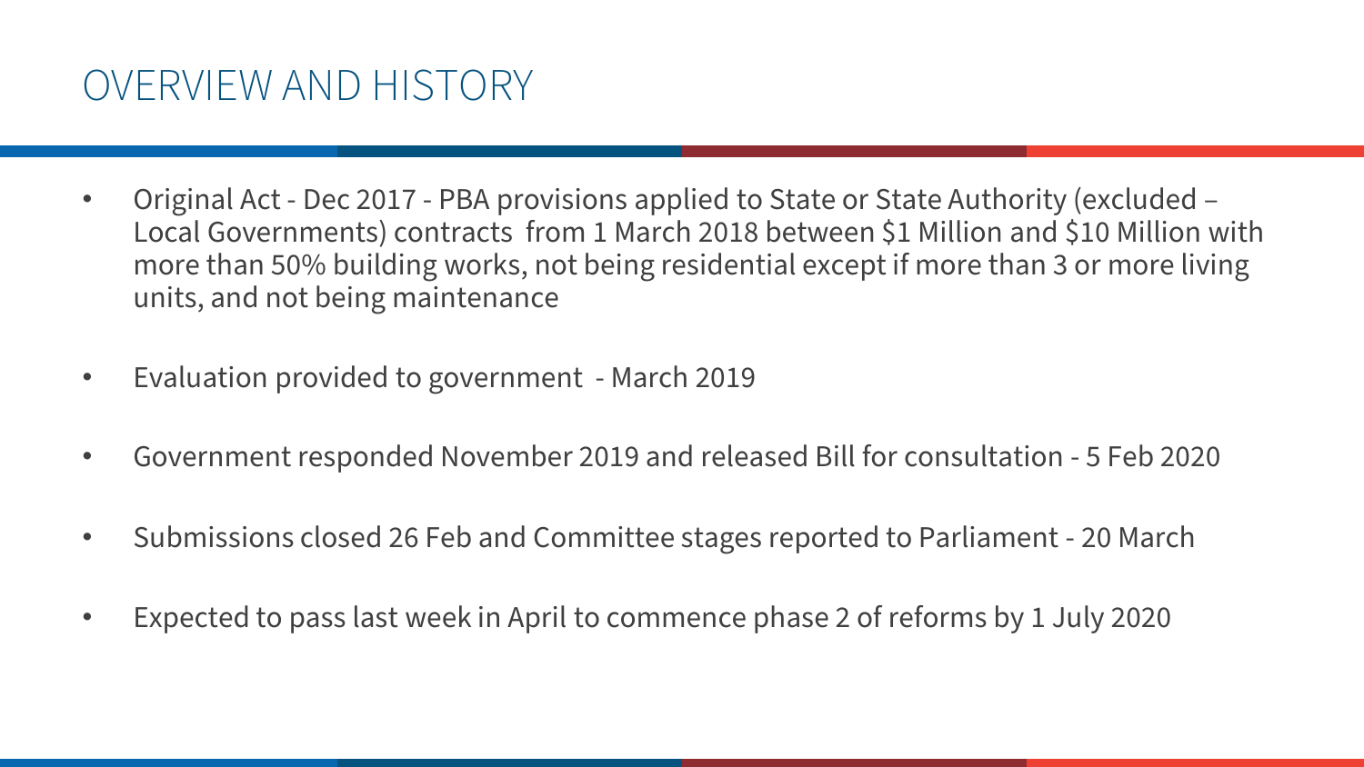# OVERVIEW AND HISTORY

- Original Act - Dec 2017 - PBA provisions applied to State or State Authority (excluded – Local Governments) contracts from 1 March 2018 between $1 Million and $10 Million with more than 50% building works, not being residential except if more than 3 or more living units, and not being maintenance
- Evaluation provided to government - March 2019
- Government responded November 2019 and released Bill for consultation - 5 Feb 2020
- Submissions closed 26 Feb and Committee stages reported to Parliament - 20 March
- Expected to pass last week in April to commence phase 2 of reforms by 1 July 2020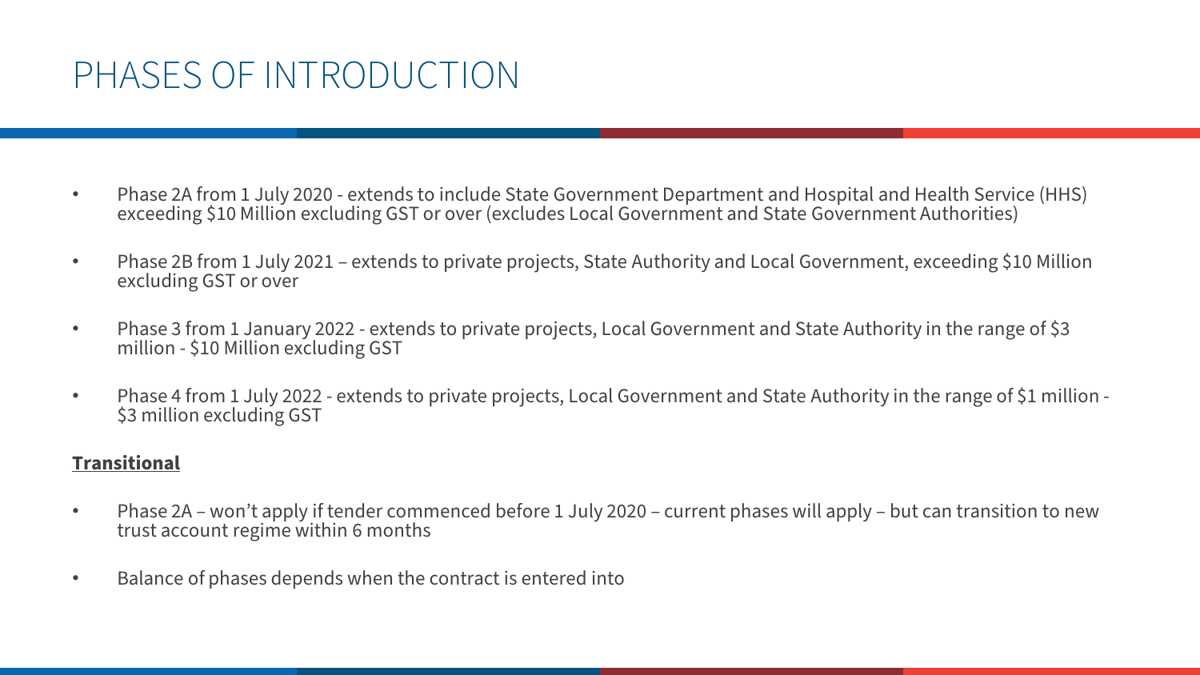# PHASES OF INTRODUCTION

- Phase 2A from 1 July 2020 - extends to include State Government Department and Hospital and Health Service (HHS) exceeding $10 Million excluding GST or over (excludes Local Government and State Government Authorities)
- Phase 2B from 1 July 2021 – extends to private projects, State Authority and Local Government, exceeding $10 Million excluding GST or over
- Phase 3 from 1 January 2022 - extends to private projects, Local Government and State Authority in the range of $3 million - $10 Million excluding GST
- Phase 4 from 1 July 2022 - extends to private projects, Local Government and State Authority in the range of $1 million - $3 million excluding GST

**<u>Transitional</u>**

- Phase 2A – won't apply if tender commenced before 1 July 2020 – current phases will apply – but can transition to new trust account regime within 6 months
- Balance of phases depends when the contract is entered into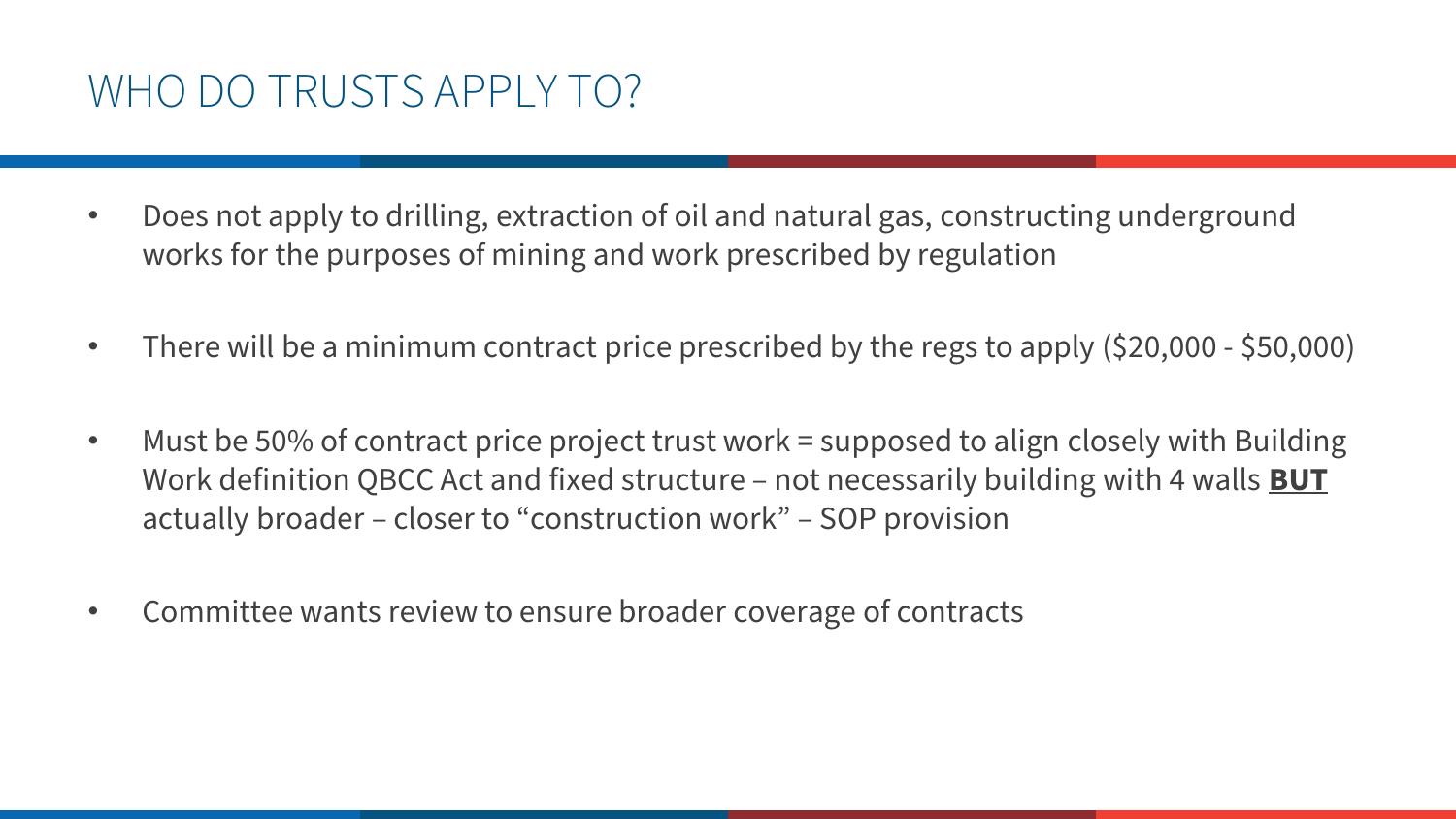# WHO DO TRUSTS APPLY TO?

- Does not apply to drilling, extraction of oil and natural gas, constructing underground works for the purposes of mining and work prescribed by regulation
- There will be a minimum contract price prescribed by the regs to apply ($20,000 - $50,000)
- Must be 50% of contract price project trust work = supposed to align closely with Building Work definition QBCC Act and fixed structure – not necessarily building with 4 walls **BUT** actually broader – closer to "construction work" – SOP provision
- Committee wants review to ensure broader coverage of contracts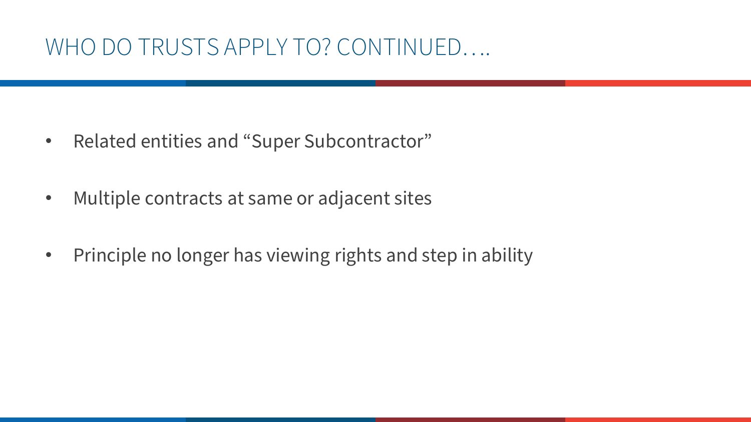# WHO DO TRUSTS APPLY TO? CONTINUED….

- Related entities and “Super Subcontractor”
- Multiple contracts at same or adjacent sites
- Principle no longer has viewing rights and step in ability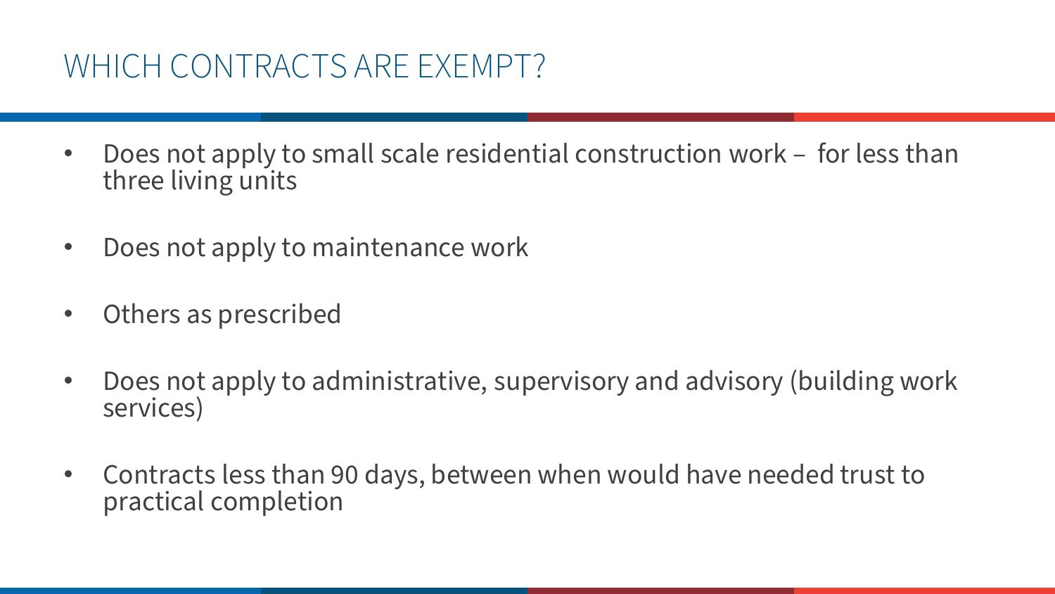# WHICH CONTRACTS ARE EXEMPT?

- Does not apply to small scale residential construction work – for less than three living units
- Does not apply to maintenance work
- Others as prescribed
- Does not apply to administrative, supervisory and advisory (building work services)
- Contracts less than 90 days, between when would have needed trust to practical completion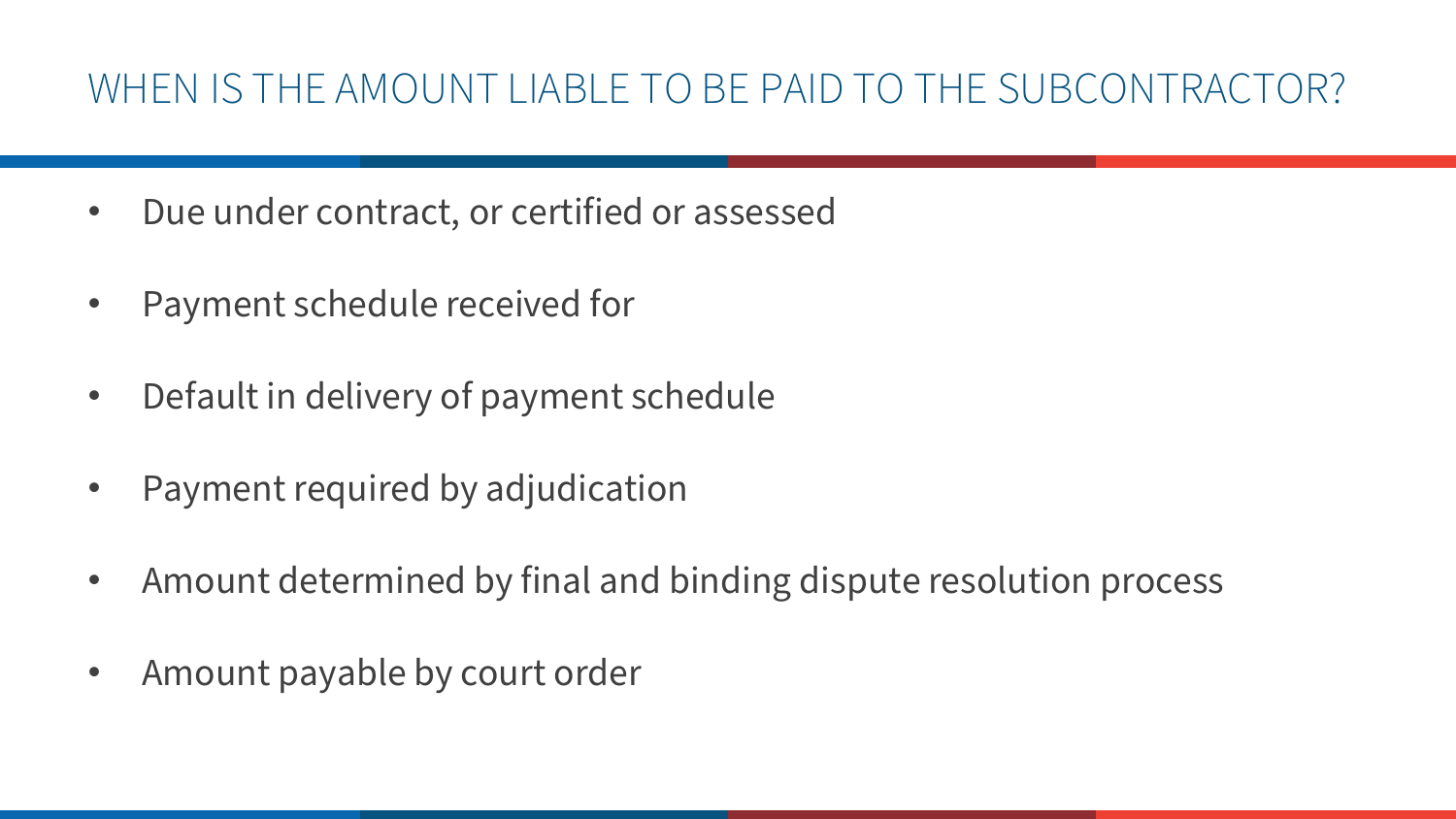# WHEN IS THE AMOUNT LIABLE TO BE PAID TO THE SUBCONTRACTOR?

- Due under contract, or certified or assessed
- Payment schedule received for
- Default in delivery of payment schedule
- Payment required by adjudication
- Amount determined by final and binding dispute resolution process
- Amount payable by court order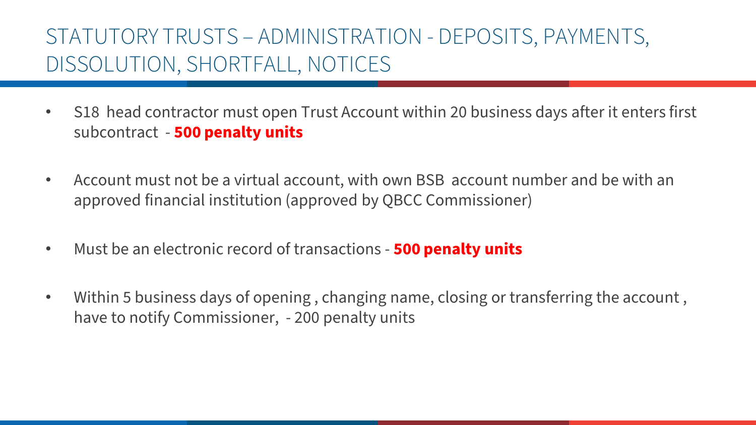# STATUTORY TRUSTS – ADMINISTRATION - DEPOSITS, PAYMENTS, DISSOLUTION, SHORTFALL, NOTICES

- S18 head contractor must open Trust Account within 20 business days after it enters first subcontract - **500 penalty units**
- Account must not be a virtual account, with own BSB account number and be with an approved financial institution (approved by QBCC Commissioner)
- Must be an electronic record of transactions - **500 penalty units**
- Within 5 business days of opening , changing name, closing or transferring the account , have to notify Commissioner, - 200 penalty units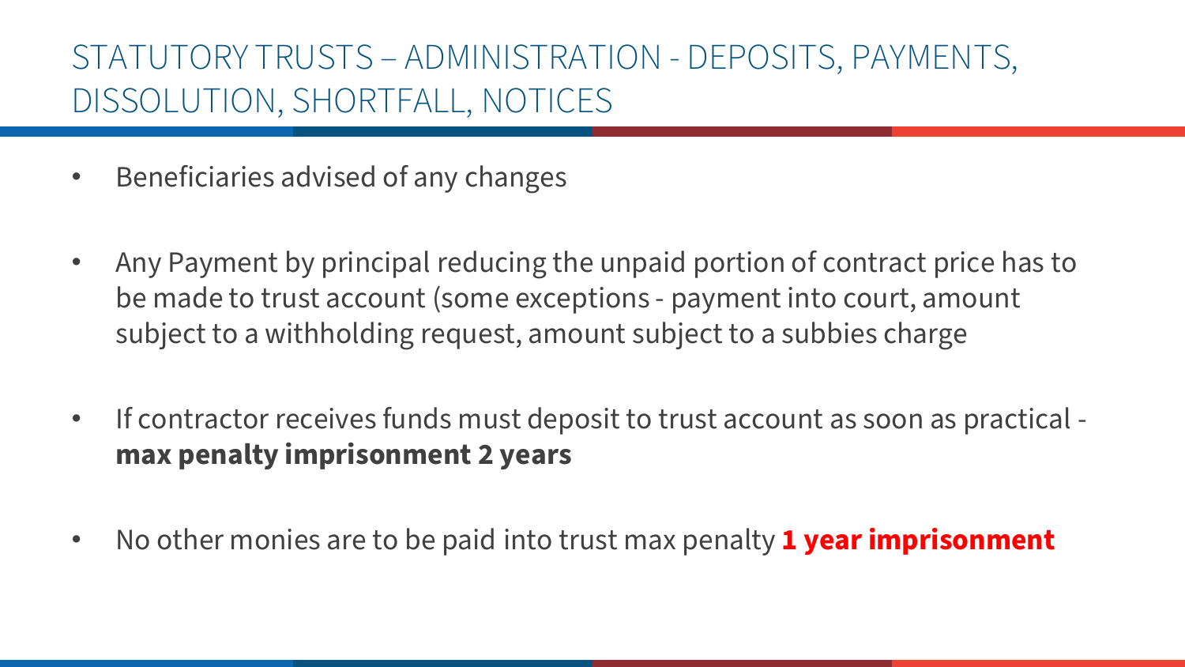# STATUTORY TRUSTS – ADMINISTRATION - DEPOSITS, PAYMENTS, DISSOLUTION, SHORTFALL, NOTICES

- Beneficiaries advised of any changes
- Any Payment by principal reducing the unpaid portion of contract price has to be made to trust account (some exceptions - payment into court, amount subject to a withholding request, amount subject to a subbies charge
- If contractor receives funds must deposit to trust account as soon as practical - **max penalty imprisonment 2 years**
- No other monies are to be paid into trust max penalty **1 year imprisonment**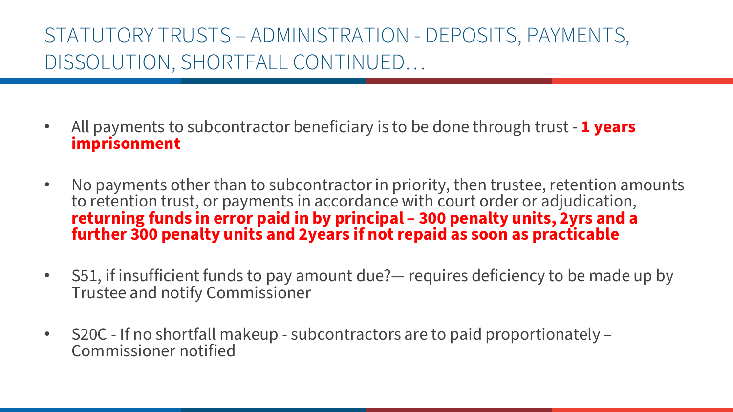# STATUTORY TRUSTS – ADMINISTRATION - DEPOSITS, PAYMENTS, DISSOLUTION, SHORTFALL CONTINUED…

- All payments to subcontractor beneficiary is to be done through trust - **1 years imprisonment**
- No payments other than to subcontractor in priority, then trustee, retention amounts to retention trust, or payments in accordance with court order or adjudication, **returning funds in error paid in by principal – 300 penalty units, 2yrs and a further 300 penalty units and 2years if not repaid as soon as practicable**
- S51, if insufficient funds to pay amount due?— requires deficiency to be made up by Trustee and notify Commissioner
- S20C - If no shortfall makeup - subcontractors are to paid proportionately – Commissioner notified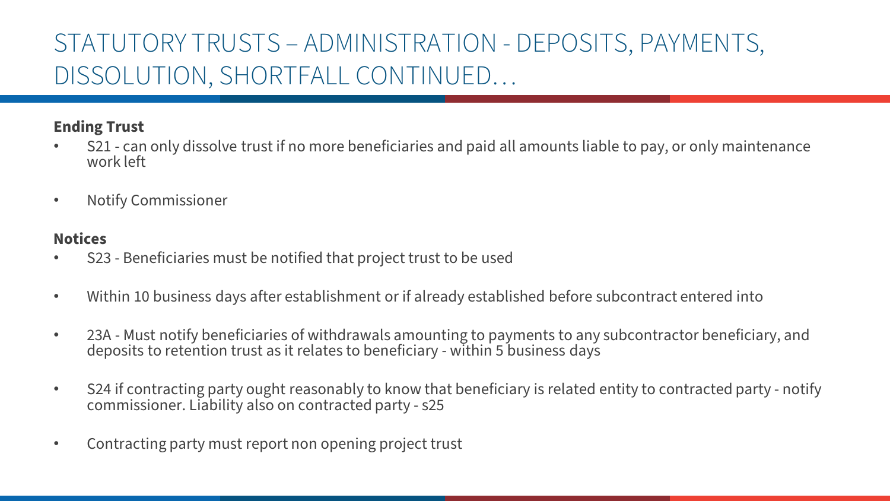# STATUTORY TRUSTS – ADMINISTRATION - DEPOSITS, PAYMENTS, DISSOLUTION, SHORTFALL CONTINUED…

**Ending Trust**

- S21 - can only dissolve trust if no more beneficiaries and paid all amounts liable to pay, or only maintenance work left
- Notify Commissioner

**Notices**

- S23 - Beneficiaries must be notified that project trust to be used
- Within 10 business days after establishment or if already established before subcontract entered into
- 23A - Must notify beneficiaries of withdrawals amounting to payments to any subcontractor beneficiary, and deposits to retention trust as it relates to beneficiary - within 5 business days
- S24 if contracting party ought reasonably to know that beneficiary is related entity to contracted party - notify commissioner. Liability also on contracted party - s25
- Contracting party must report non opening project trust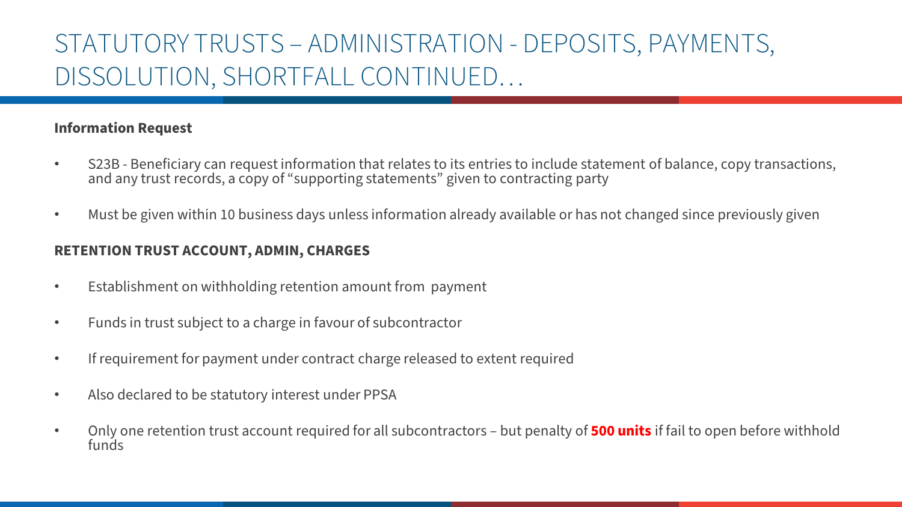# STATUTORY TRUSTS – ADMINISTRATION - DEPOSITS, PAYMENTS, DISSOLUTION, SHORTFALL CONTINUED…

**Information Request**

- S23B - Beneficiary can request information that relates to its entries to include statement of balance, copy transactions, and any trust records, a copy of "supporting statements" given to contracting party
- Must be given within 10 business days unless information already available or has not changed since previously given

**RETENTION TRUST ACCOUNT, ADMIN, CHARGES**

- Establishment on withholding retention amount from payment
- Funds in trust subject to a charge in favour of subcontractor
- If requirement for payment under contract charge released to extent required
- Also declared to be statutory interest under PPSA
- Only one retention trust account required for all subcontractors – but penalty of **500 units** if fail to open before withhold funds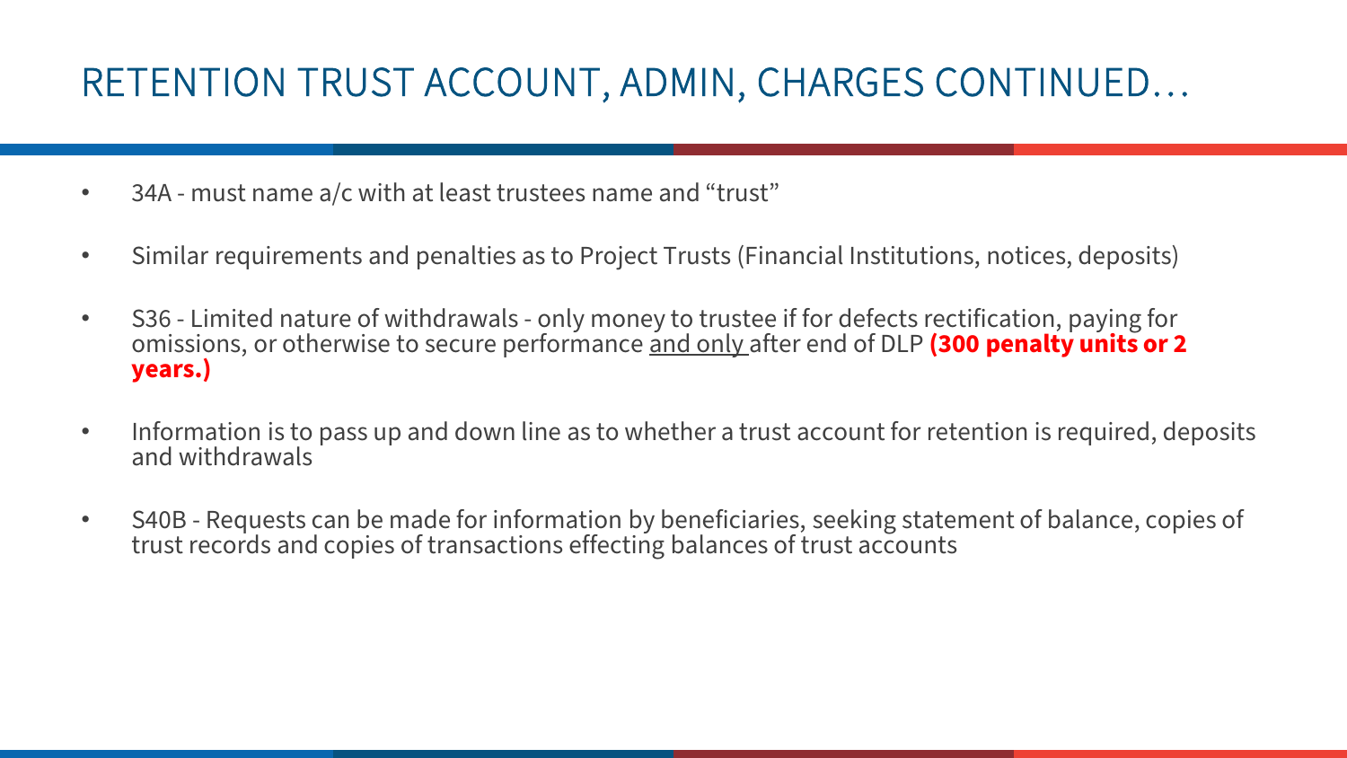# RETENTION TRUST ACCOUNT, ADMIN, CHARGES CONTINUED…

- 34A - must name a/c with at least trustees name and "trust"
- Similar requirements and penalties as to Project Trusts (Financial Institutions, notices, deposits)
- S36 - Limited nature of withdrawals - only money to trustee if for defects rectification, paying for omissions, or otherwise to secure performance <u>and only</u> after end of DLP **(300 penalty units or 2 years.)**
- Information is to pass up and down line as to whether a trust account for retention is required, deposits and withdrawals
- S40B - Requests can be made for information by beneficiaries, seeking statement of balance, copies of trust records and copies of transactions effecting balances of trust accounts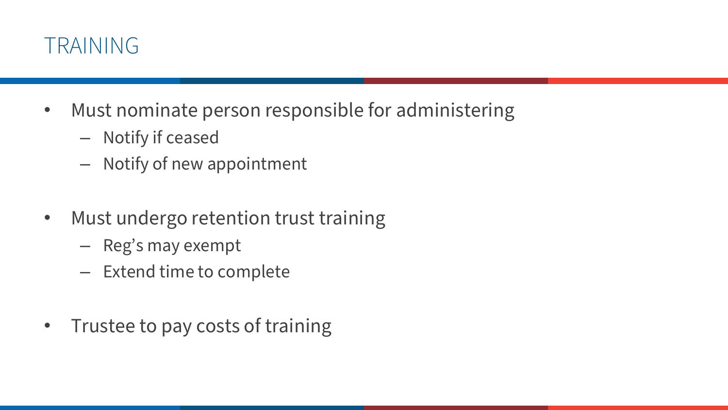# TRAINING

- Must nominate person responsible for administering
  - Notify if ceased
  - Notify of new appointment

- Must undergo retention trust training
  - Reg's may exempt
  - Extend time to complete

- Trustee to pay costs of training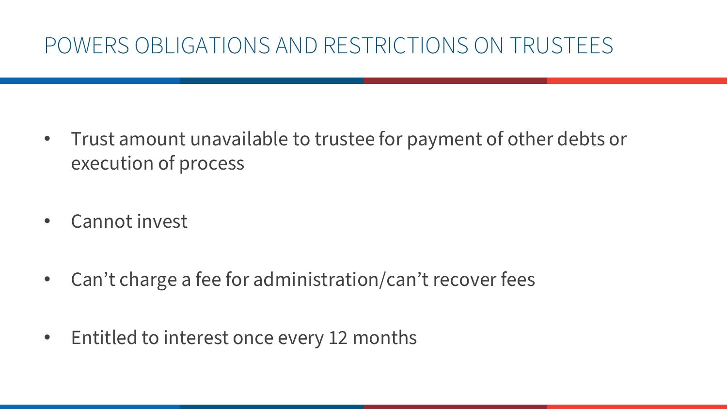# POWERS OBLIGATIONS AND RESTRICTIONS ON TRUSTEES

- Trust amount unavailable to trustee for payment of other debts or execution of process
- Cannot invest
- Can’t charge a fee for administration/can’t recover fees
- Entitled to interest once every 12 months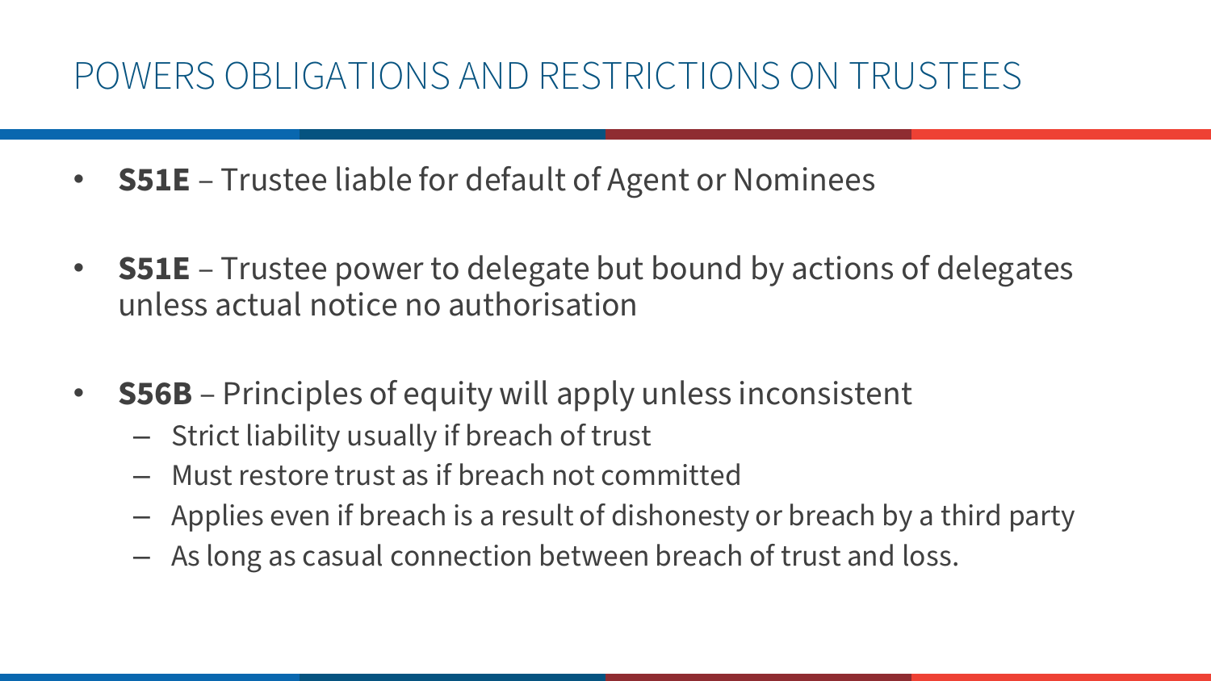# POWERS OBLIGATIONS AND RESTRICTIONS ON TRUSTEES

- **S51E** – Trustee liable for default of Agent or Nominees
- **S51E** – Trustee power to delegate but bound by actions of delegates unless actual notice no authorisation
- **S56B** – Principles of equity will apply unless inconsistent
  - Strict liability usually if breach of trust
  - Must restore trust as if breach not committed
  - Applies even if breach is a result of dishonesty or breach by a third party
  - As long as casual connection between breach of trust and loss.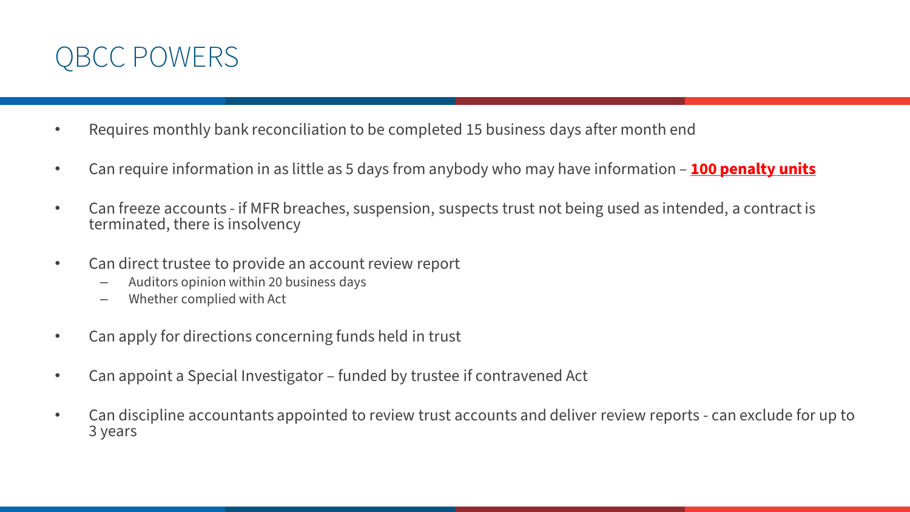# QBCC POWERS

- Requires monthly bank reconciliation to be completed 15 business days after month end
- Can require information in as little as 5 days from anybody who may have information – **100 penalty units**
- Can freeze accounts - if MFR breaches, suspension, suspects trust not being used as intended, a contract is terminated, there is insolvency
- Can direct trustee to provide an account review report
  - Auditors opinion within 20 business days
  - Whether complied with Act
- Can apply for directions concerning funds held in trust
- Can appoint a Special Investigator – funded by trustee if contravened Act
- Can discipline accountants appointed to review trust accounts and deliver review reports - can exclude for up to 3 years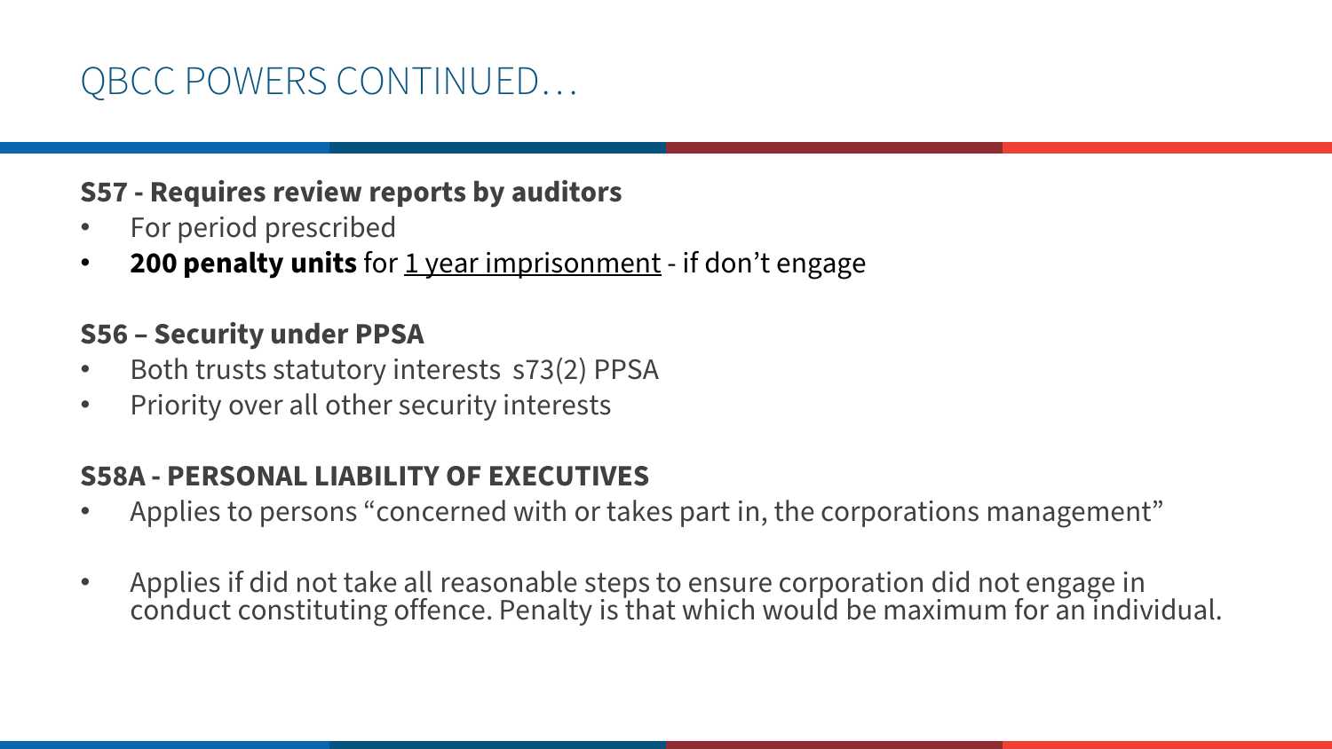# QBCC POWERS CONTINUED…

**S57 - Requires review reports by auditors**

- For period prescribed
- **200 penalty units** for <u>1 year imprisonment</u> - if don't engage

**S56 – Security under PPSA**

- Both trusts statutory interests s73(2) PPSA
- Priority over all other security interests

**S58A - PERSONAL LIABILITY OF EXECUTIVES**

- Applies to persons "concerned with or takes part in, the corporations management"
- Applies if did not take all reasonable steps to ensure corporation did not engage in conduct constituting offence. Penalty is that which would be maximum for an individual.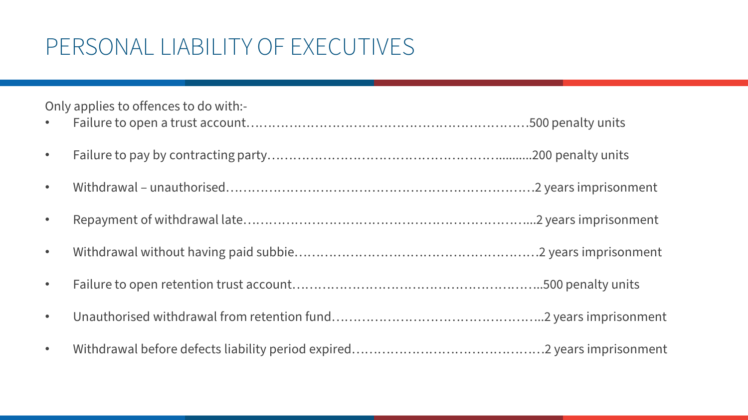# PERSONAL LIABILITY OF EXECUTIVES

Only applies to offences to do with:-

- Failure to open a trust account……………………………………………………………500 penalty units
- Failure to pay by contracting party………………………………………………..........200 penalty units
- Withdrawal – unauthorised…………………………………………………………………2 years imprisonment
- Repayment of withdrawal late……………………………………………………………....2 years imprisonment
- Withdrawal without having paid subbie……………………………………………………2 years imprisonment
- Failure to open retention trust account…………………………………………………...500 penalty units
- Unauthorised withdrawal from retention fund……………………………………………..2 years imprisonment
- Withdrawal before defects liability period expired………………………………………2 years imprisonment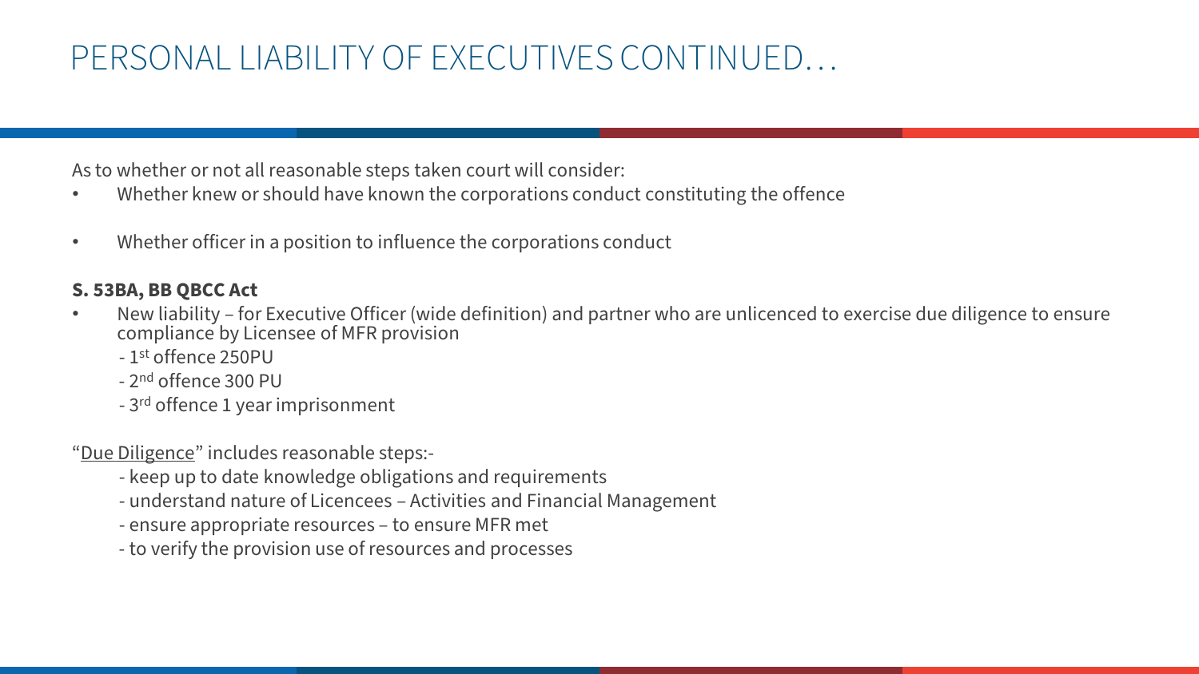# PERSONAL LIABILITY OF EXECUTIVES CONTINUED…

As to whether or not all reasonable steps taken court will consider:

- Whether knew or should have known the corporations conduct constituting the offence
- Whether officer in a position to influence the corporations conduct

**S. 53BA, BB QBCC Act**

- New liability – for Executive Officer (wide definition) and partner who are unlicenced to exercise due diligence to ensure compliance by Licensee of MFR provision
  - 1st offence 250PU
  - 2nd offence 300 PU
  - 3rd offence 1 year imprisonment

"Due Diligence" includes reasonable steps:-

- keep up to date knowledge obligations and requirements
- understand nature of Licencees – Activities and Financial Management
- ensure appropriate resources – to ensure MFR met
- to verify the provision use of resources and processes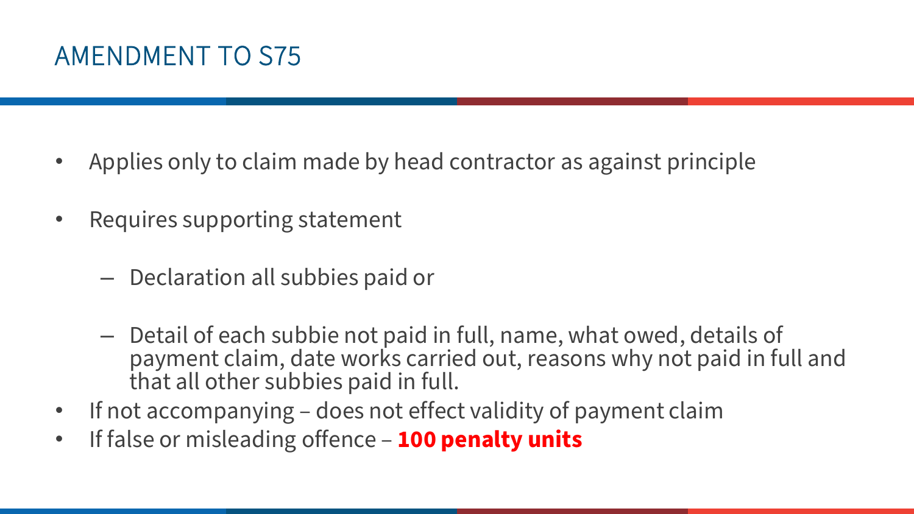# AMENDMENT TO S75

- Applies only to claim made by head contractor as against principle
- Requires supporting statement
  - Declaration all subbies paid or
  - Detail of each subbie not paid in full, name, what owed, details of payment claim, date works carried out, reasons why not paid in full and that all other subbies paid in full.
- If not accompanying – does not effect validity of payment claim
- If false or misleading offence – **100 penalty units**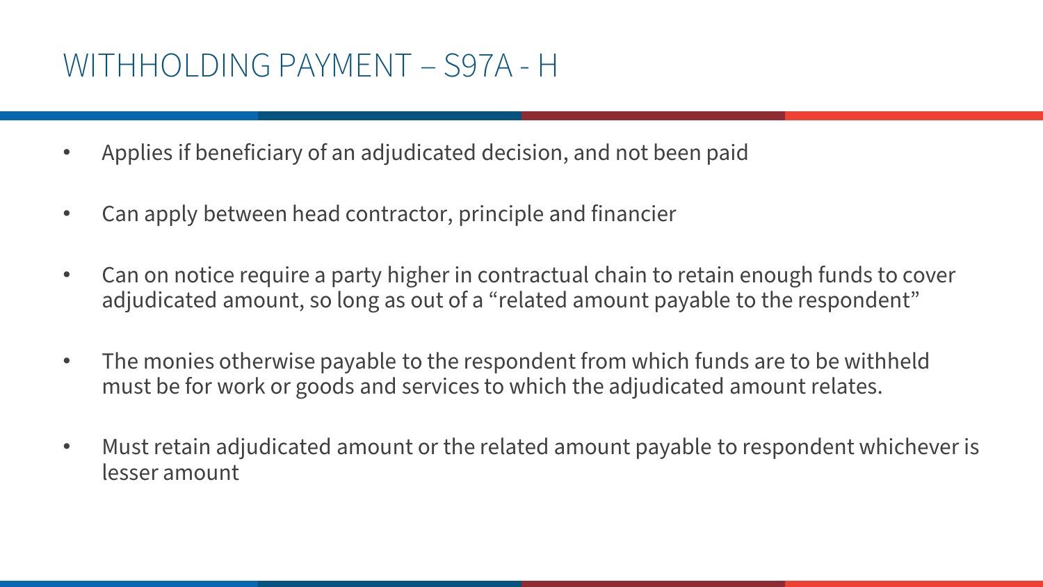# WITHHOLDING PAYMENT – S97A - H

- Applies if beneficiary of an adjudicated decision, and not been paid
- Can apply between head contractor, principle and financier
- Can on notice require a party higher in contractual chain to retain enough funds to cover adjudicated amount, so long as out of a “related amount payable to the respondent”
- The monies otherwise payable to the respondent from which funds are to be withheld must be for work or goods and services to which the adjudicated amount relates.
- Must retain adjudicated amount or the related amount payable to respondent whichever is lesser amount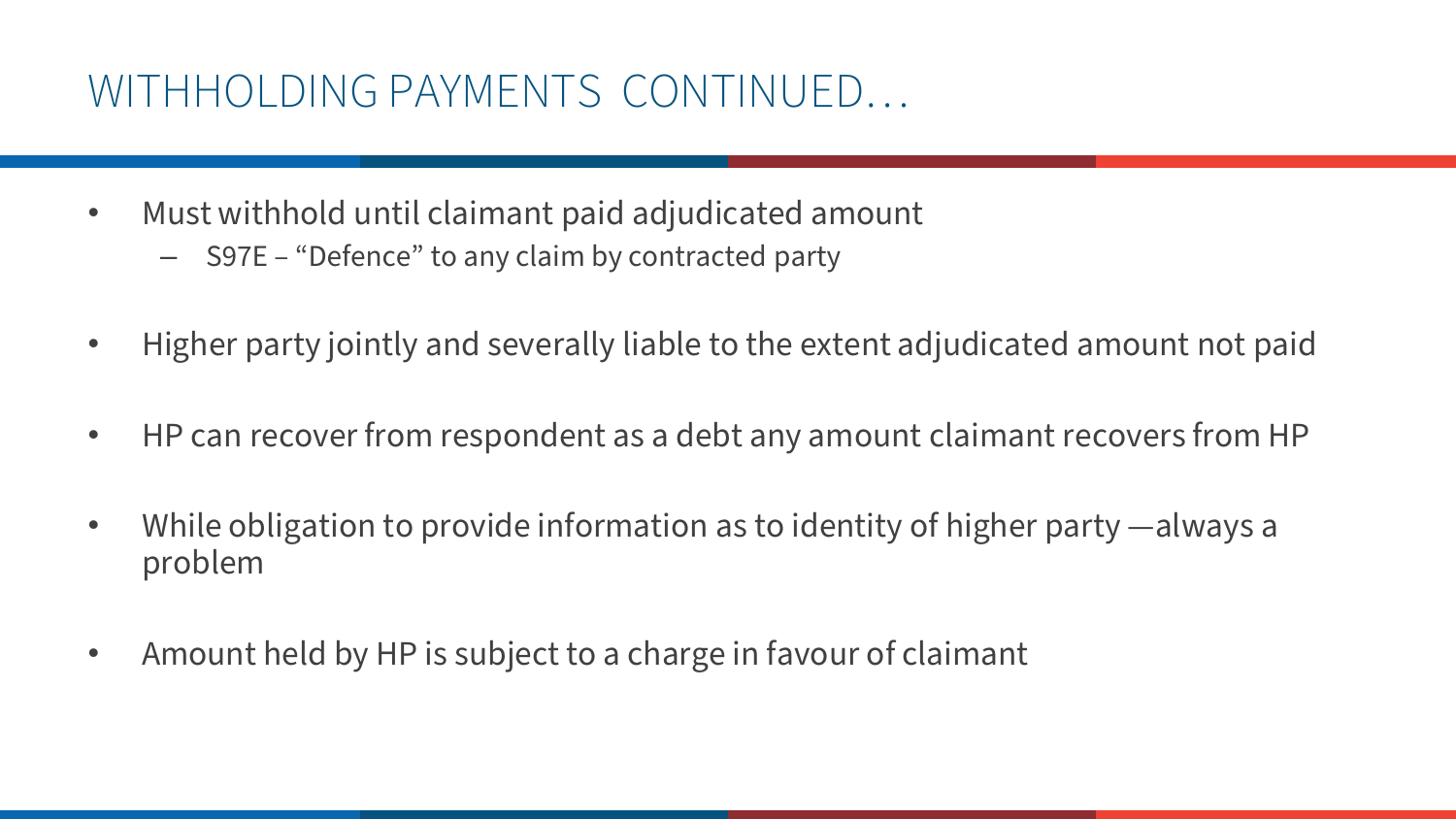# WITHHOLDING PAYMENTS CONTINUED…

- Must withhold until claimant paid adjudicated amount
  - S97E – "Defence" to any claim by contracted party
- Higher party jointly and severally liable to the extent adjudicated amount not paid
- HP can recover from respondent as a debt any amount claimant recovers from HP
- While obligation to provide information as to identity of higher party —always a problem
- Amount held by HP is subject to a charge in favour of claimant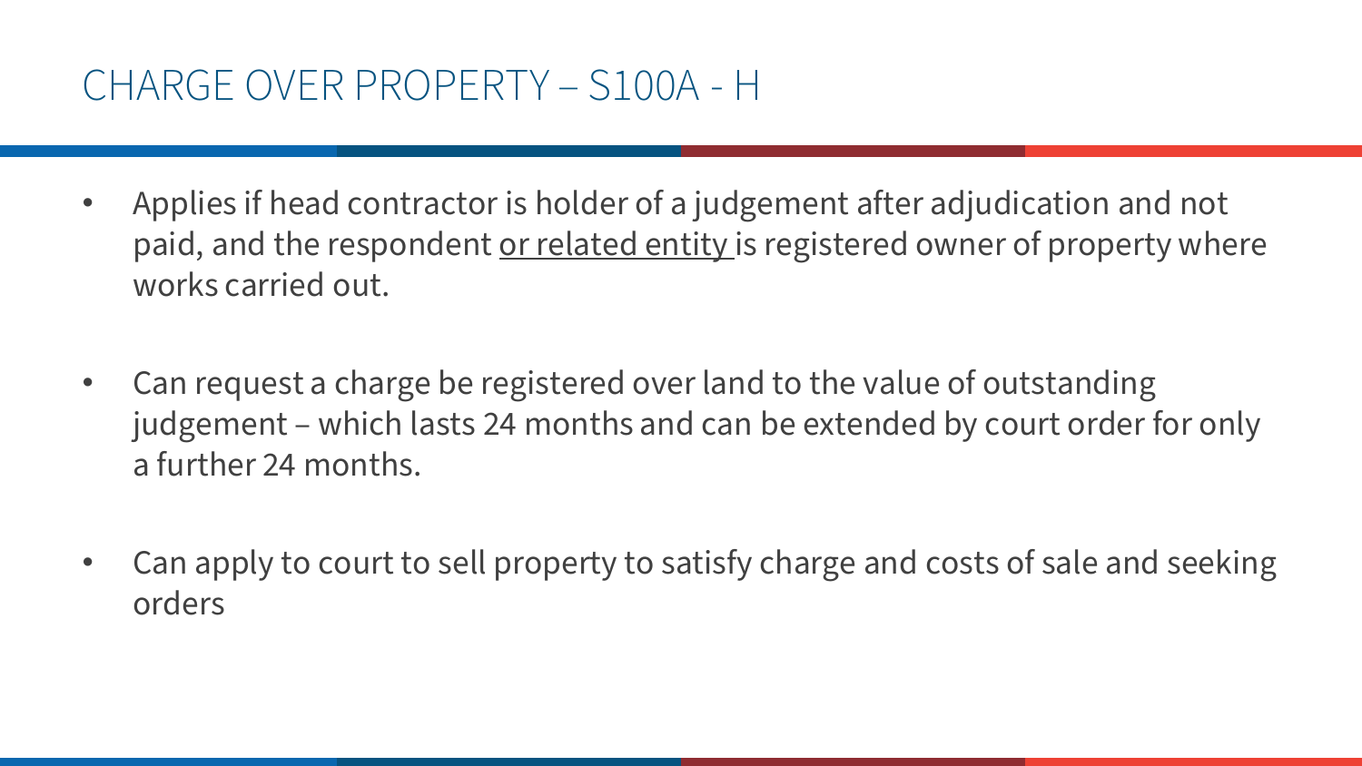# CHARGE OVER PROPERTY – S100A - H

- Applies if head contractor is holder of a judgement after adjudication and not paid, and the respondent <u>or related entity</u> is registered owner of property where works carried out.

- Can request a charge be registered over land to the value of outstanding judgement – which lasts 24 months and can be extended by court order for only a further 24 months.

- Can apply to court to sell property to satisfy charge and costs of sale and seeking orders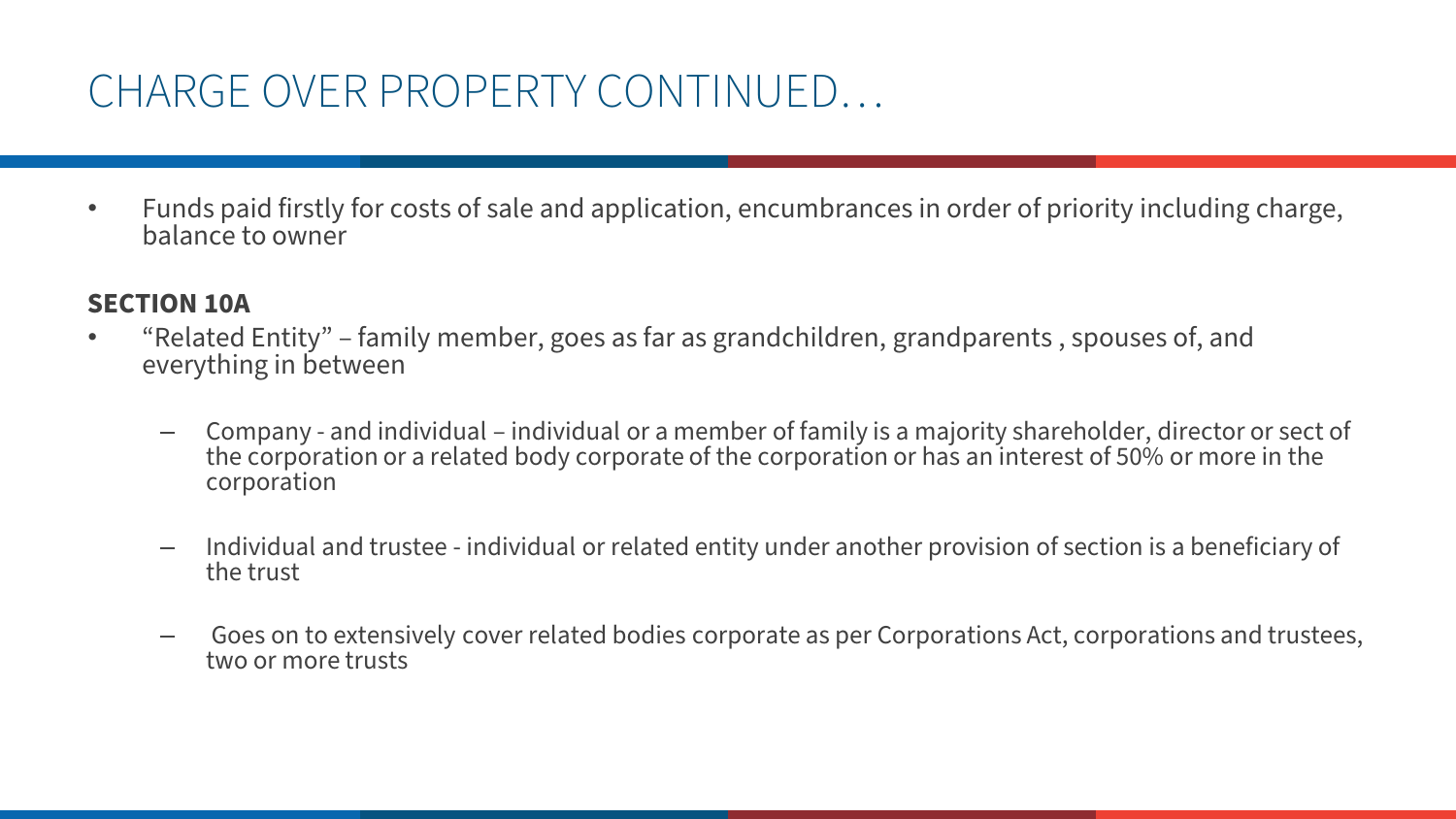# CHARGE OVER PROPERTY CONTINUED…

- Funds paid firstly for costs of sale and application, encumbrances in order of priority including charge, balance to owner

**SECTION 10A**

- “Related Entity” – family member, goes as far as grandchildren, grandparents , spouses of, and everything in between
  - Company - and individual – individual or a member of family is a majority shareholder, director or sect of the corporation or a related body corporate of the corporation or has an interest of 50% or more in the corporation
  - Individual and trustee - individual or related entity under another provision of section is a beneficiary of the trust
  - Goes on to extensively cover related bodies corporate as per Corporations Act, corporations and trustees, two or more trusts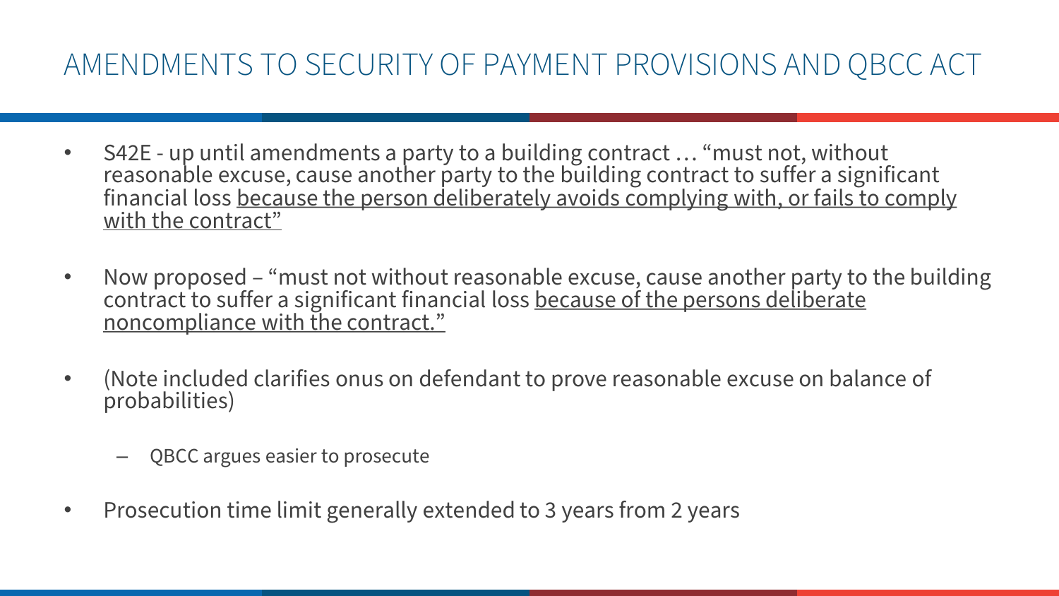# AMENDMENTS TO SECURITY OF PAYMENT PROVISIONS AND QBCC ACT

- S42E - up until amendments a party to a building contract … "must not, without reasonable excuse, cause another party to the building contract to suffer a significant financial loss <u>because the person deliberately avoids complying with, or fails to comply with the contract"</u>
- Now proposed – "must not without reasonable excuse, cause another party to the building contract to suffer a significant financial loss <u>because of the persons deliberate noncompliance with the contract."</u>
- (Note included clarifies onus on defendant to prove reasonable excuse on balance of probabilities)
  - QBCC argues easier to prosecute
- Prosecution time limit generally extended to 3 years from 2 years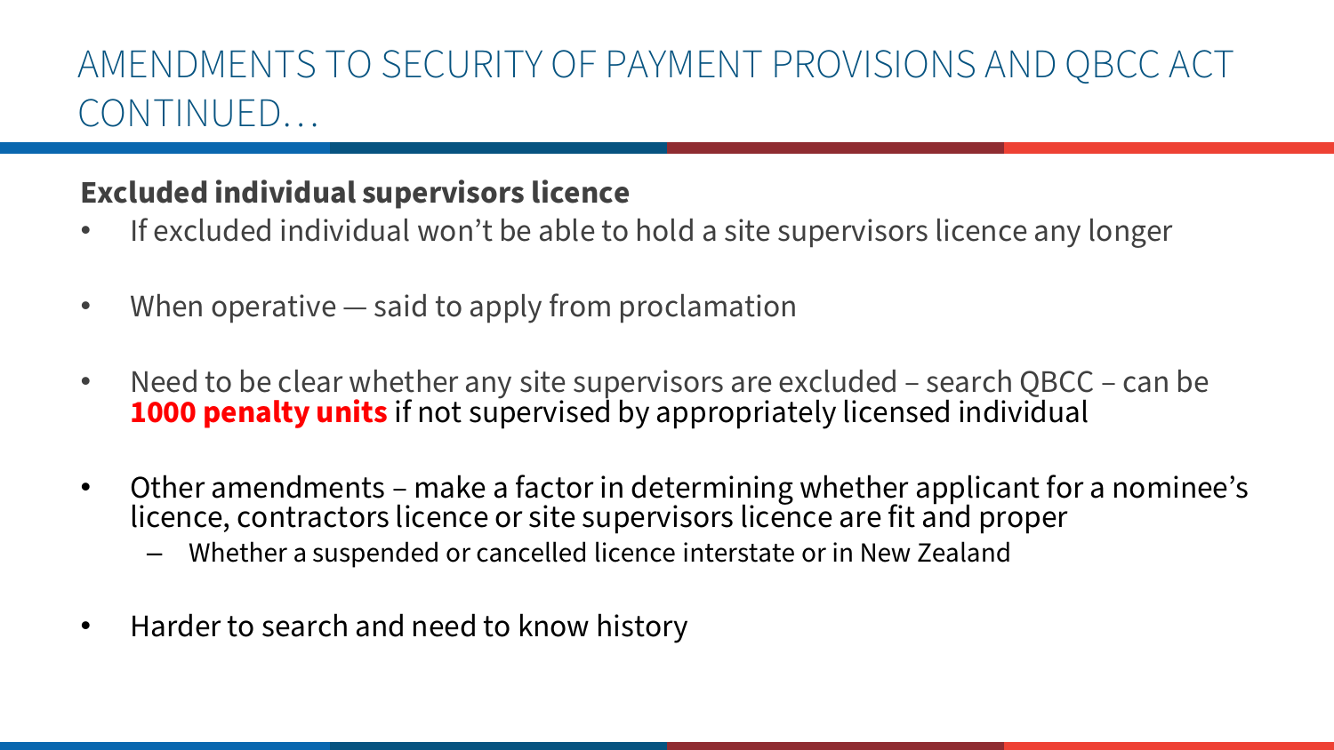# AMENDMENTS TO SECURITY OF PAYMENT PROVISIONS AND QBCC ACT CONTINUED…

**Excluded individual supervisors licence**

- If excluded individual won't be able to hold a site supervisors licence any longer
- When operative — said to apply from proclamation
- Need to be clear whether any site supervisors are excluded – search QBCC – can be **1000 penalty units** if not supervised by appropriately licensed individual
- Other amendments – make a factor in determining whether applicant for a nominee's licence, contractors licence or site supervisors licence are fit and proper
  - Whether a suspended or cancelled licence interstate or in New Zealand
- Harder to search and need to know history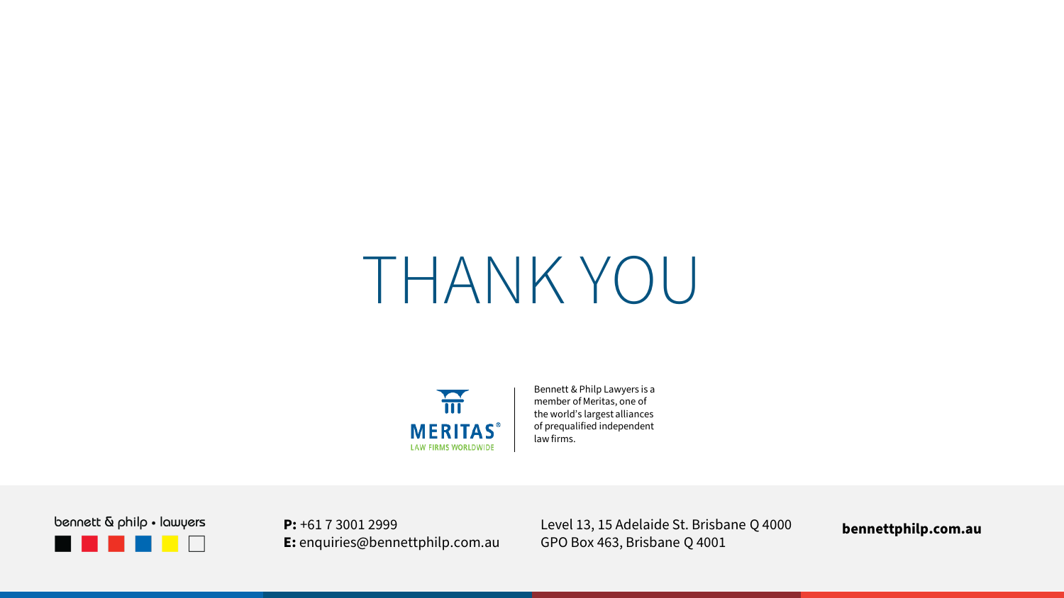# THANK YOU

MERITAS®
LAW FIRMS WORLDWIDE

Bennett & Philp Lawyers is a member of Meritas, one of the world's largest alliances of prequalified independent law firms.

bennett & philp • lawyers

**P:** +61 7 3001 2999
**E:** enquiries@bennettphilp.com.au

Level 13, 15 Adelaide St. Brisbane Q 4000
GPO Box 463, Brisbane Q 4001

**bennettphilp.com.au**